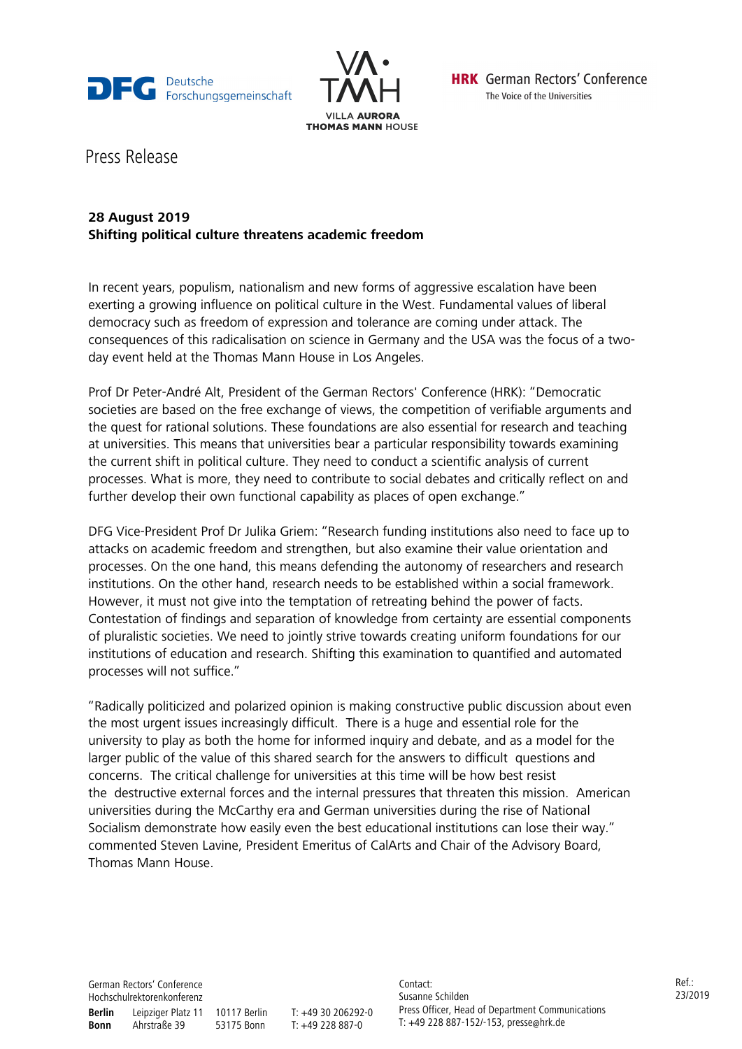DFG Deutsche Forschungsgemeinschaft

VILLA AURORA THOMAS MANN HOUSE

HRK German Rectors' Conference
The Voice of the Universities

# Press Release

**28 August 2019**
**Shifting political culture threatens academic freedom**

In recent years, populism, nationalism and new forms of aggressive escalation have been exerting a growing influence on political culture in the West. Fundamental values of liberal democracy such as freedom of expression and tolerance are coming under attack. The consequences of this radicalisation on science in Germany and the USA was the focus of a two-day event held at the Thomas Mann House in Los Angeles.

Prof Dr Peter-André Alt, President of the German Rectors' Conference (HRK): "Democratic societies are based on the free exchange of views, the competition of verifiable arguments and the quest for rational solutions. These foundations are also essential for research and teaching at universities. This means that universities bear a particular responsibility towards examining the current shift in political culture. They need to conduct a scientific analysis of current processes. What is more, they need to contribute to social debates and critically reflect on and further develop their own functional capability as places of open exchange."

DFG Vice-President Prof Dr Julika Griem: "Research funding institutions also need to face up to attacks on academic freedom and strengthen, but also examine their value orientation and processes. On the one hand, this means defending the autonomy of researchers and research institutions. On the other hand, research needs to be established within a social framework. However, it must not give into the temptation of retreating behind the power of facts. Contestation of findings and separation of knowledge from certainty are essential components of pluralistic societies. We need to jointly strive towards creating uniform foundations for our institutions of education and research. Shifting this examination to quantified and automated processes will not suffice."

"Radically politicized and polarized opinion is making constructive public discussion about even the most urgent issues increasingly difficult. There is a huge and essential role for the university to play as both the home for informed inquiry and debate, and as a model for the larger public of the value of this shared search for the answers to difficult questions and concerns. The critical challenge for universities at this time will be how best resist the destructive external forces and the internal pressures that threaten this mission. American universities during the McCarthy era and German universities during the rise of National Socialism demonstrate how easily even the best educational institutions can lose their way." commented Steven Lavine, President Emeritus of CalArts and Chair of the Advisory Board, Thomas Mann House.

German Rectors' Conference
Hochschulrektorenkonferenz

| | | | |
|---|---|---|---|
| **Berlin** | Leipziger Platz 11 | 10117 Berlin | T: +49 30 206292-0 |
| **Bonn** | Ahrstraße 39 | 53175 Bonn | T: +49 228 887-0 |

Contact:
Susanne Schilden
Press Officer, Head of Department Communications
T: +49 228 887-152/-153, presse@hrk.de

Ref.: 23/2019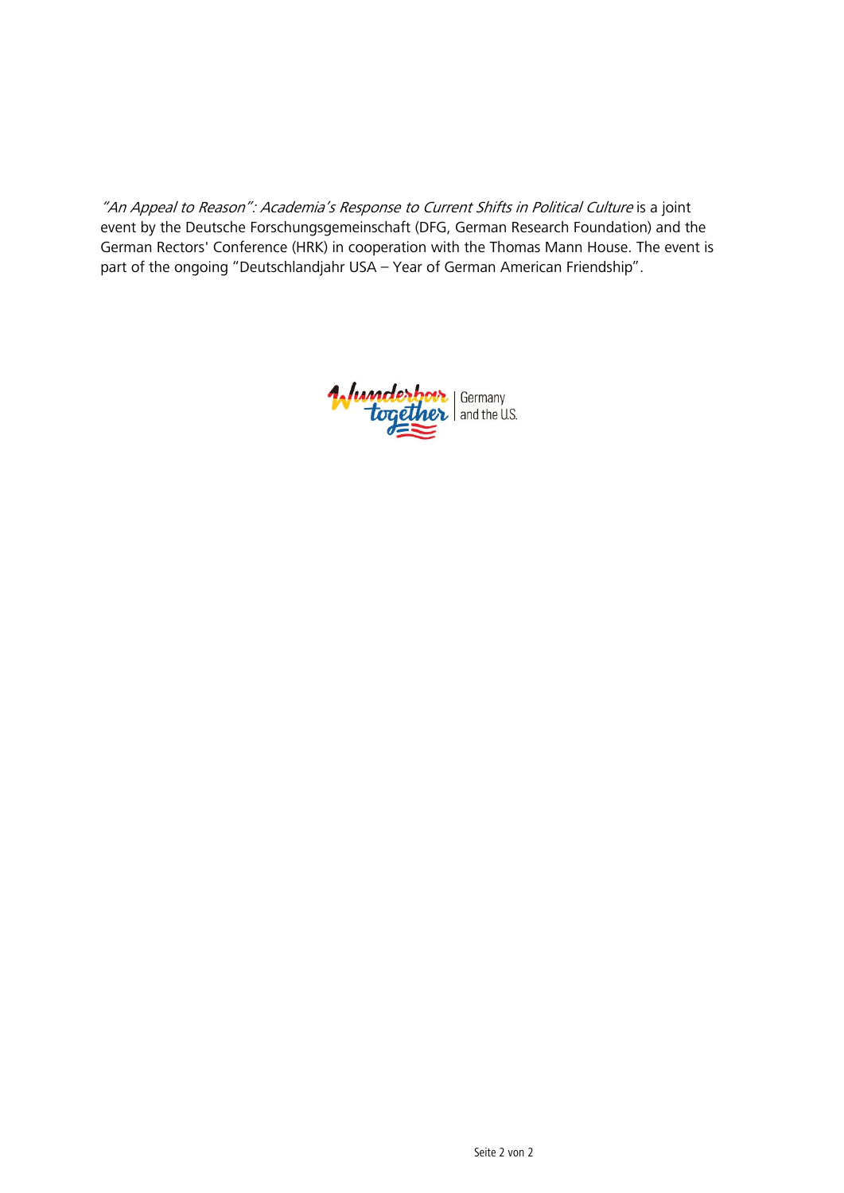*"An Appeal to Reason": Academia's Response to Current Shifts in Political Culture* is a joint event by the Deutsche Forschungsgemeinschaft (DFG, German Research Foundation) and the German Rectors' Conference (HRK) in cooperation with the Thomas Mann House. The event is part of the ongoing "Deutschlandjahr USA – Year of German American Friendship".

Wunderbar together | Germany and the U.S.